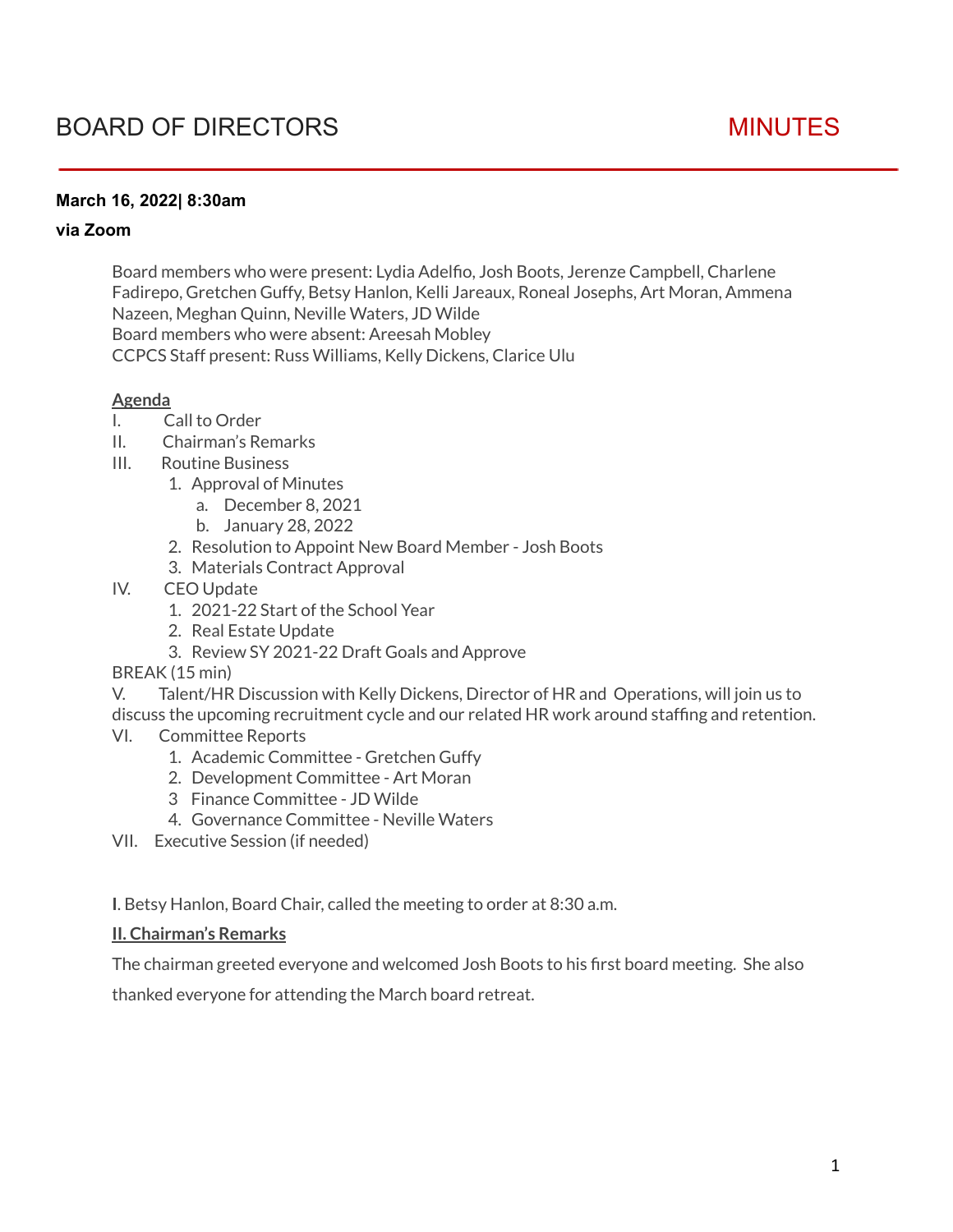# BOARD OF DIRECTORS MINUTES

**March 16, 2022| 8:30am**

**via Zoom**

Board members who were present: Lydia Adelfio, Josh Boots, Jerenze Campbell, Charlene Fadirepo, Gretchen Guffy, Betsy Hanlon, Kelli Jareaux, Roneal Josephs, Art Moran, Ammena Nazeen, Meghan Quinn, Neville Waters, JD Wilde
Board members who were absent: Areesah Mobley
CCPCS Staff present: Russ Williams, Kelly Dickens, Clarice Ulu

**Agenda**

I. Call to Order
II. Chairman's Remarks
III. Routine Business
   1. Approval of Minutes
      a. December 8, 2021
      b. January 28, 2022
   2. Resolution to Appoint New Board Member - Josh Boots
   3. Materials Contract Approval
IV. CEO Update
   1. 2021-22 Start of the School Year
   2. Real Estate Update
   3. Review SY 2021-22 Draft Goals and Approve

BREAK (15 min)

V. Talent/HR Discussion with Kelly Dickens, Director of HR and Operations, will join us to discuss the upcoming recruitment cycle and our related HR work around staffing and retention.

VI. Committee Reports
   1. Academic Committee - Gretchen Guffy
   2. Development Committee - Art Moran
   3 Finance Committee - JD Wilde
   4. Governance Committee - Neville Waters

VII. Executive Session (if needed)

**I**. Betsy Hanlon, Board Chair, called the meeting to order at 8:30 a.m.

**II. Chairman's Remarks**

The chairman greeted everyone and welcomed Josh Boots to his first board meeting. She also thanked everyone for attending the March board retreat.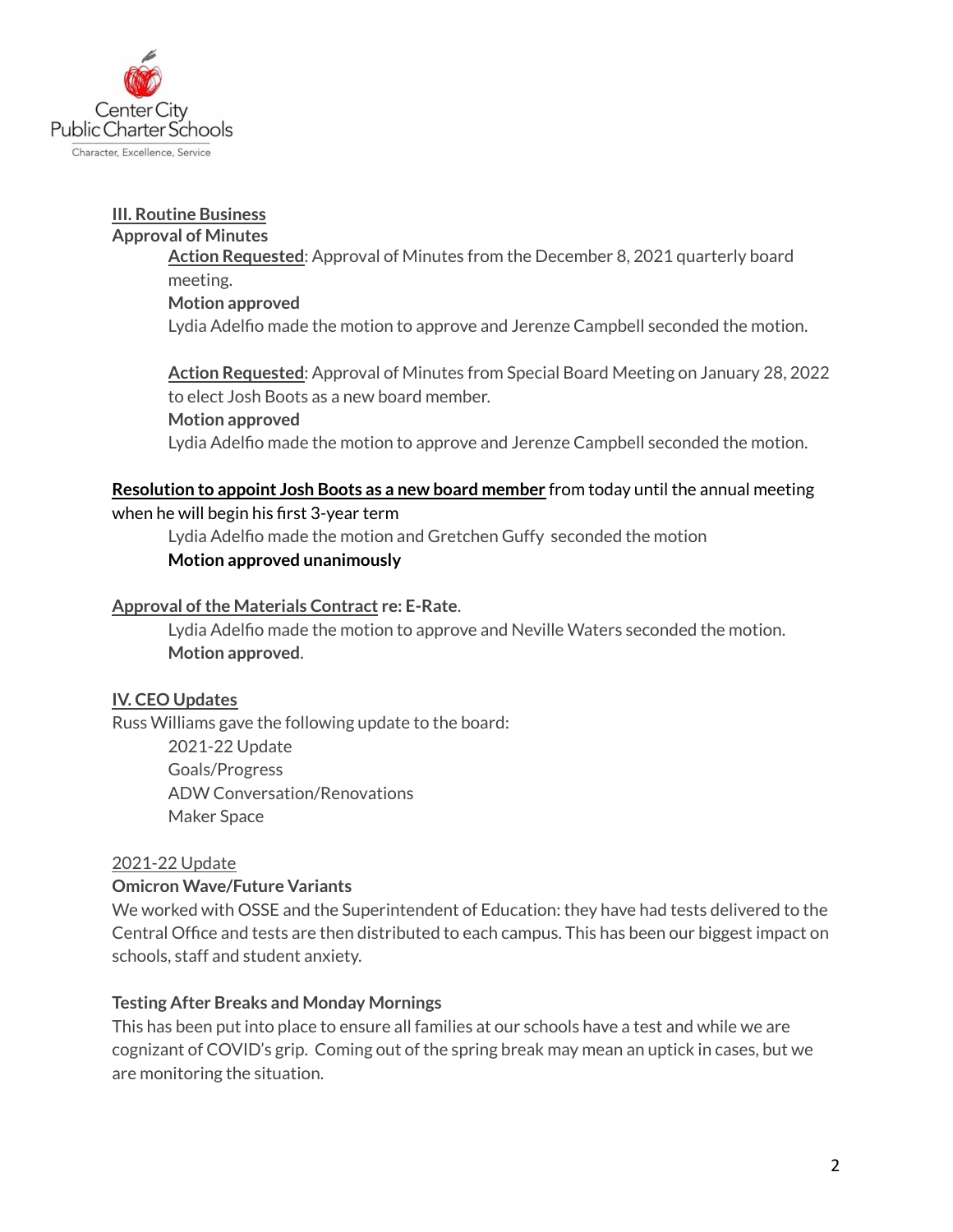## III. Routine Business

**Approval of Minutes**

Action Requested: Approval of Minutes from the December 8, 2021 quarterly board meeting.

**Motion approved**

Lydia Adelfio made the motion to approve and Jerenze Campbell seconded the motion.

Action Requested: Approval of Minutes from Special Board Meeting on January 28, 2022 to elect Josh Boots as a new board member.

**Motion approved**

Lydia Adelfio made the motion to approve and Jerenze Campbell seconded the motion.

**Resolution to appoint Josh Boots as a new board member** from today until the annual meeting when he will begin his first 3-year term

Lydia Adelfio made the motion and Gretchen Guffy seconded the motion

**Motion approved unanimously**

**Approval of the Materials Contract re: E-Rate**.

Lydia Adelfio made the motion to approve and Neville Waters seconded the motion.

**Motion approved**.

## IV. CEO Updates

Russ Williams gave the following update to the board:

- 2021-22 Update
- Goals/Progress
- ADW Conversation/Renovations
- Maker Space

### 2021-22 Update

**Omicron Wave/Future Variants**

We worked with OSSE and the Superintendent of Education: they have had tests delivered to the Central Office and tests are then distributed to each campus. This has been our biggest impact on schools, staff and student anxiety.

**Testing After Breaks and Monday Mornings**

This has been put into place to ensure all families at our schools have a test and while we are cognizant of COVID's grip. Coming out of the spring break may mean an uptick in cases, but we are monitoring the situation.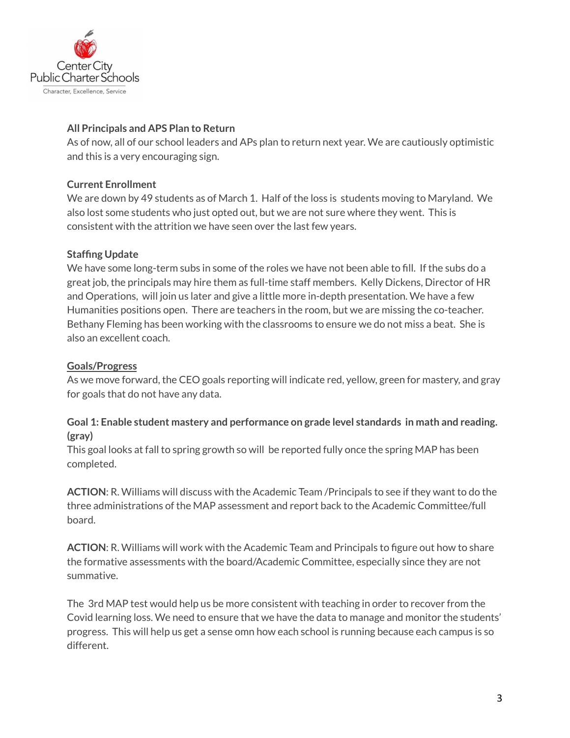**All Principals and APS Plan to Return**

As of now, all of our school leaders and APs plan to return next year. We are cautiously optimistic and this is a very encouraging sign.

**Current Enrollment**

We are down by 49 students as of March 1. Half of the loss is students moving to Maryland. We also lost some students who just opted out, but we are not sure where they went. This is consistent with the attrition we have seen over the last few years.

**Staffing Update**

We have some long-term subs in some of the roles we have not been able to fill. If the subs do a great job, the principals may hire them as full-time staff members. Kelly Dickens, Director of HR and Operations, will join us later and give a little more in-depth presentation. We have a few Humanities positions open. There are teachers in the room, but we are missing the co-teacher. Bethany Fleming has been working with the classrooms to ensure we do not miss a beat. She is also an excellent coach.

**Goals/Progress**

As we move forward, the CEO goals reporting will indicate red, yellow, green for mastery, and gray for goals that do not have any data.

**Goal 1: Enable student mastery and performance on grade level standards in math and reading. (gray)**

This goal looks at fall to spring growth so will be reported fully once the spring MAP has been completed.

**ACTION**: R. Williams will discuss with the Academic Team /Principals to see if they want to do the three administrations of the MAP assessment and report back to the Academic Committee/full board.

**ACTION**: R. Williams will work with the Academic Team and Principals to figure out how to share the formative assessments with the board/Academic Committee, especially since they are not summative.

The 3rd MAP test would help us be more consistent with teaching in order to recover from the Covid learning loss. We need to ensure that we have the data to manage and monitor the students' progress. This will help us get a sense omn how each school is running because each campus is so different.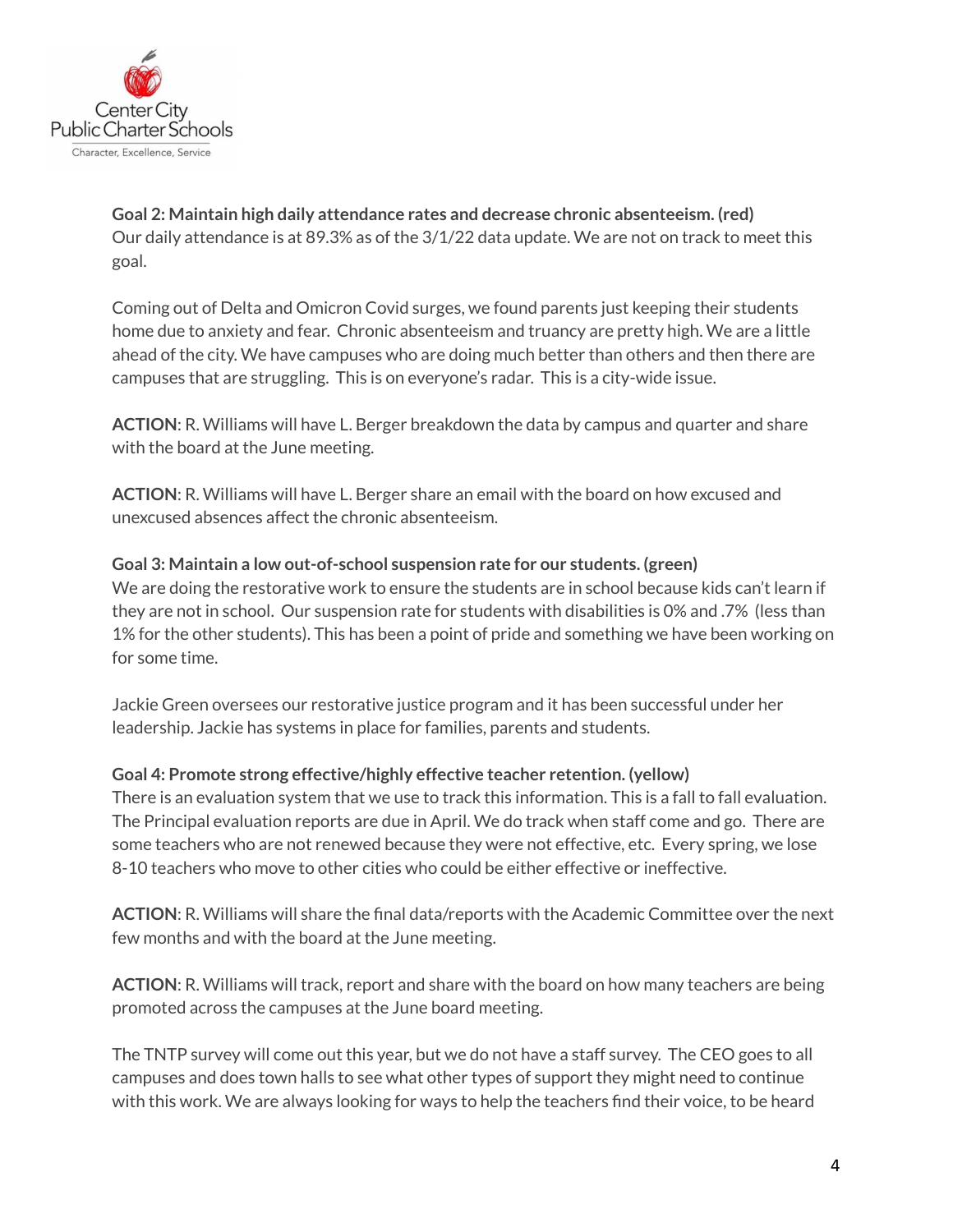**Goal 2: Maintain high daily attendance rates and decrease chronic absenteeism. (red)**
Our daily attendance is at 89.3% as of the 3/1/22 data update. We are not on track to meet this goal.

Coming out of Delta and Omicron Covid surges, we found parents just keeping their students home due to anxiety and fear. Chronic absenteeism and truancy are pretty high. We are a little ahead of the city. We have campuses who are doing much better than others and then there are campuses that are struggling. This is on everyone's radar. This is a city-wide issue.

**ACTION**: R. Williams will have L. Berger breakdown the data by campus and quarter and share with the board at the June meeting.

**ACTION**: R. Williams will have L. Berger share an email with the board on how excused and unexcused absences affect the chronic absenteeism.

**Goal 3: Maintain a low out-of-school suspension rate for our students. (green)**
We are doing the restorative work to ensure the students are in school because kids can't learn if they are not in school. Our suspension rate for students with disabilities is 0% and .7% (less than 1% for the other students). This has been a point of pride and something we have been working on for some time.

Jackie Green oversees our restorative justice program and it has been successful under her leadership. Jackie has systems in place for families, parents and students.

**Goal 4: Promote strong effective/highly effective teacher retention. (yellow)**
There is an evaluation system that we use to track this information. This is a fall to fall evaluation. The Principal evaluation reports are due in April. We do track when staff come and go. There are some teachers who are not renewed because they were not effective, etc. Every spring, we lose 8-10 teachers who move to other cities who could be either effective or ineffective.

**ACTION**: R. Williams will share the final data/reports with the Academic Committee over the next few months and with the board at the June meeting.

**ACTION**: R. Williams will track, report and share with the board on how many teachers are being promoted across the campuses at the June board meeting.

The TNTP survey will come out this year, but we do not have a staff survey. The CEO goes to all campuses and does town halls to see what other types of support they might need to continue with this work. We are always looking for ways to help the teachers find their voice, to be heard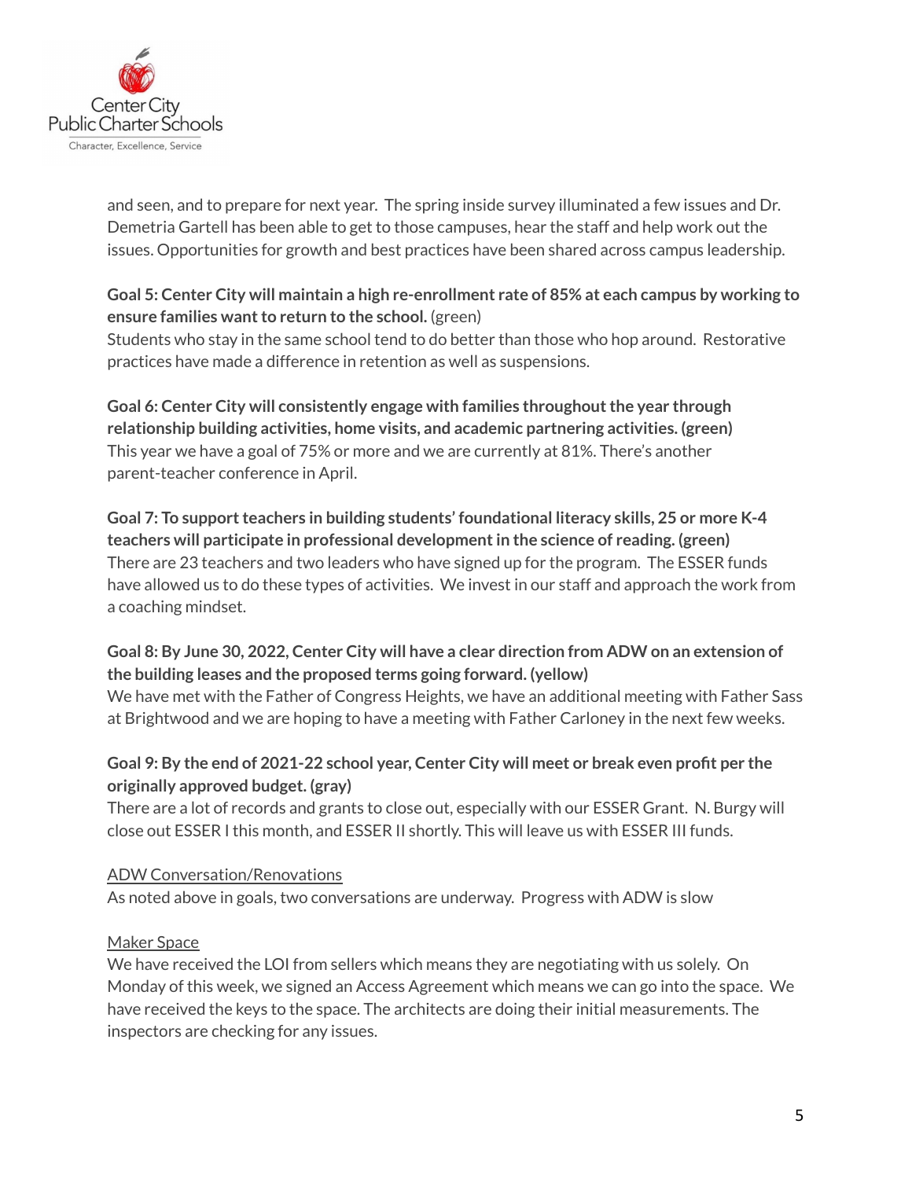and seen, and to prepare for next year. The spring inside survey illuminated a few issues and Dr. Demetria Gartell has been able to get to those campuses, hear the staff and help work out the issues. Opportunities for growth and best practices have been shared across campus leadership.

**Goal 5: Center City will maintain a high re-enrollment rate of 85% at each campus by working to ensure families want to return to the school.** (green)
Students who stay in the same school tend to do better than those who hop around. Restorative practices have made a difference in retention as well as suspensions.

**Goal 6: Center City will consistently engage with families throughout the year through relationship building activities, home visits, and academic partnering activities. (green)**
This year we have a goal of 75% or more and we are currently at 81%. There's another parent-teacher conference in April.

**Goal 7: To support teachers in building students' foundational literacy skills, 25 or more K-4 teachers will participate in professional development in the science of reading. (green)**
There are 23 teachers and two leaders who have signed up for the program. The ESSER funds have allowed us to do these types of activities. We invest in our staff and approach the work from a coaching mindset.

**Goal 8: By June 30, 2022, Center City will have a clear direction from ADW on an extension of the building leases and the proposed terms going forward. (yellow)**
We have met with the Father of Congress Heights, we have an additional meeting with Father Sass at Brightwood and we are hoping to have a meeting with Father Carloney in the next few weeks.

**Goal 9: By the end of 2021-22 school year, Center City will meet or break even profit per the originally approved budget. (gray)**
There are a lot of records and grants to close out, especially with our ESSER Grant. N. Burgy will close out ESSER I this month, and ESSER II shortly. This will leave us with ESSER III funds.

<u>ADW Conversation/Renovations</u>
As noted above in goals, two conversations are underway. Progress with ADW is slow

<u>Maker Space</u>
We have received the LOI from sellers which means they are negotiating with us solely. On Monday of this week, we signed an Access Agreement which means we can go into the space. We have received the keys to the space. The architects are doing their initial measurements. The inspectors are checking for any issues.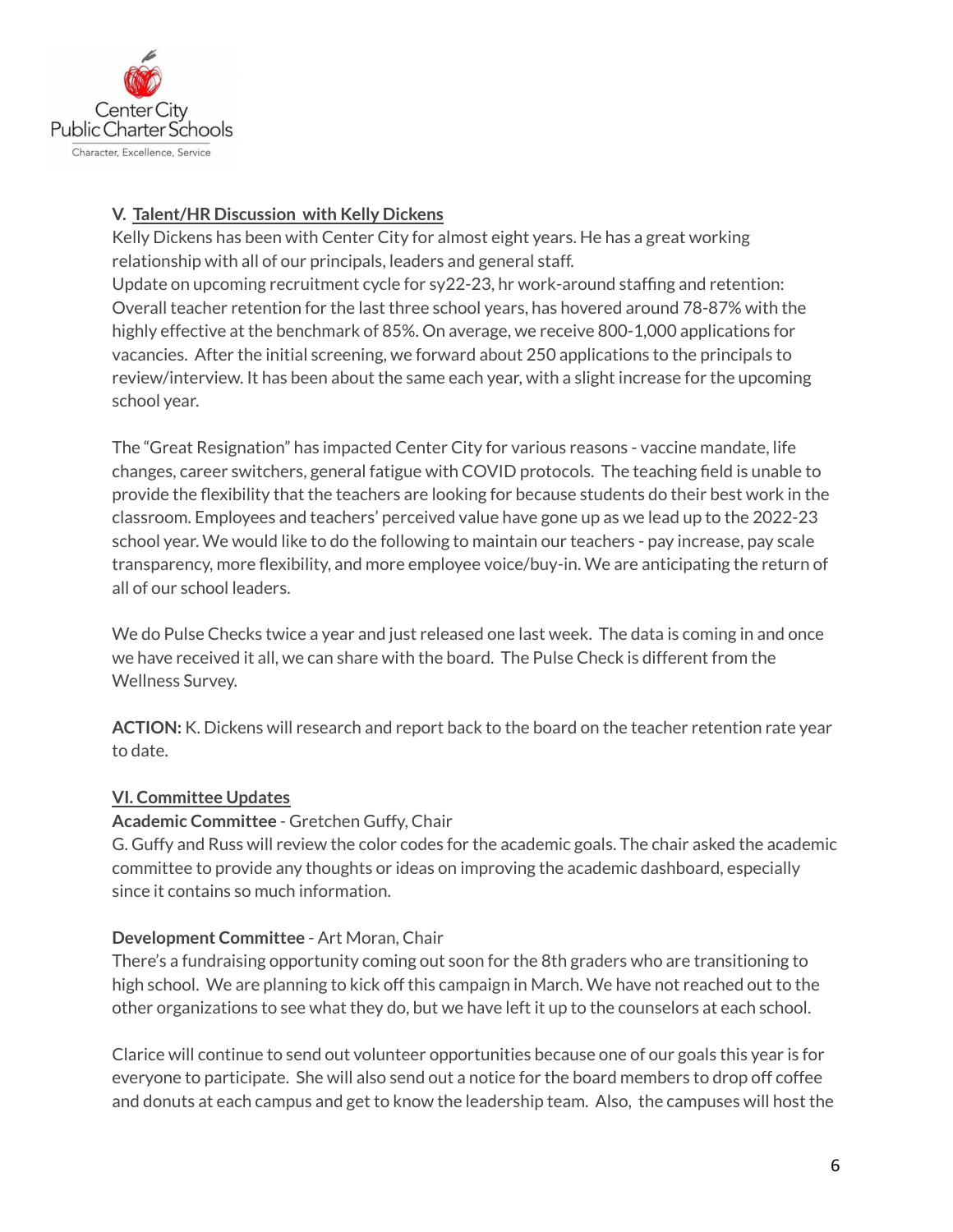### V. Talent/HR Discussion with Kelly Dickens

Kelly Dickens has been with Center City for almost eight years. He has a great working relationship with all of our principals, leaders and general staff.
Update on upcoming recruitment cycle for sy22-23, hr work-around staffing and retention: Overall teacher retention for the last three school years, has hovered around 78-87% with the highly effective at the benchmark of 85%. On average, we receive 800-1,000 applications for vacancies. After the initial screening, we forward about 250 applications to the principals to review/interview. It has been about the same each year, with a slight increase for the upcoming school year.

The "Great Resignation" has impacted Center City for various reasons - vaccine mandate, life changes, career switchers, general fatigue with COVID protocols. The teaching field is unable to provide the flexibility that the teachers are looking for because students do their best work in the classroom. Employees and teachers' perceived value have gone up as we lead up to the 2022-23 school year. We would like to do the following to maintain our teachers - pay increase, pay scale transparency, more flexibility, and more employee voice/buy-in. We are anticipating the return of all of our school leaders.

We do Pulse Checks twice a year and just released one last week. The data is coming in and once we have received it all, we can share with the board. The Pulse Check is different from the Wellness Survey.

**ACTION:** K. Dickens will research and report back to the board on the teacher retention rate year to date.

### VI. Committee Updates

**Academic Committee** - Gretchen Guffy, Chair
G. Guffy and Russ will review the color codes for the academic goals. The chair asked the academic committee to provide any thoughts or ideas on improving the academic dashboard, especially since it contains so much information.

**Development Committee** - Art Moran, Chair
There's a fundraising opportunity coming out soon for the 8th graders who are transitioning to high school. We are planning to kick off this campaign in March. We have not reached out to the other organizations to see what they do, but we have left it up to the counselors at each school.

Clarice will continue to send out volunteer opportunities because one of our goals this year is for everyone to participate. She will also send out a notice for the board members to drop off coffee and donuts at each campus and get to know the leadership team. Also, the campuses will host the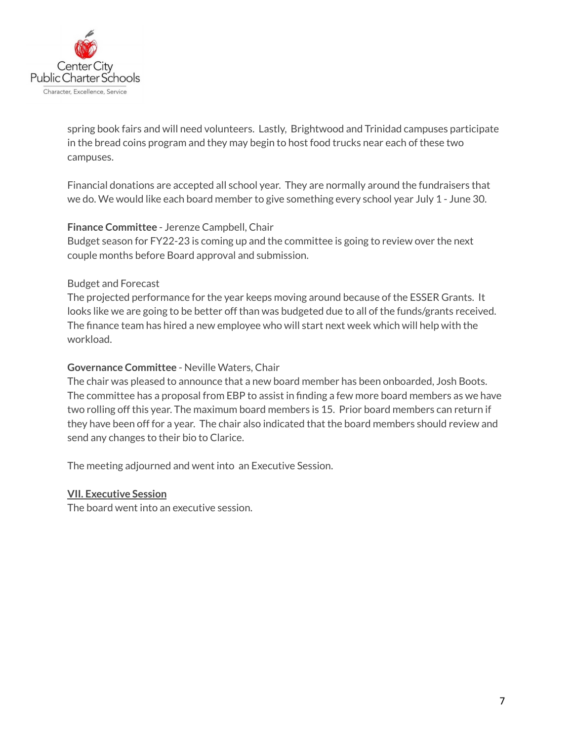spring book fairs and will need volunteers. Lastly, Brightwood and Trinidad campuses participate in the bread coins program and they may begin to host food trucks near each of these two campuses.

Financial donations are accepted all school year. They are normally around the fundraisers that we do. We would like each board member to give something every school year July 1 - June 30.

**Finance Committee** - Jerenze Campbell, Chair
Budget season for FY22-23 is coming up and the committee is going to review over the next couple months before Board approval and submission.

Budget and Forecast
The projected performance for the year keeps moving around because of the ESSER Grants. It looks like we are going to be better off than was budgeted due to all of the funds/grants received. The finance team has hired a new employee who will start next week which will help with the workload.

**Governance Committee** - Neville Waters, Chair
The chair was pleased to announce that a new board member has been onboarded, Josh Boots. The committee has a proposal from EBP to assist in finding a few more board members as we have two rolling off this year. The maximum board members is 15. Prior board members can return if they have been off for a year. The chair also indicated that the board members should review and send any changes to their bio to Clarice.

The meeting adjourned and went into an Executive Session.

**VII. Executive Session**
The board went into an executive session.